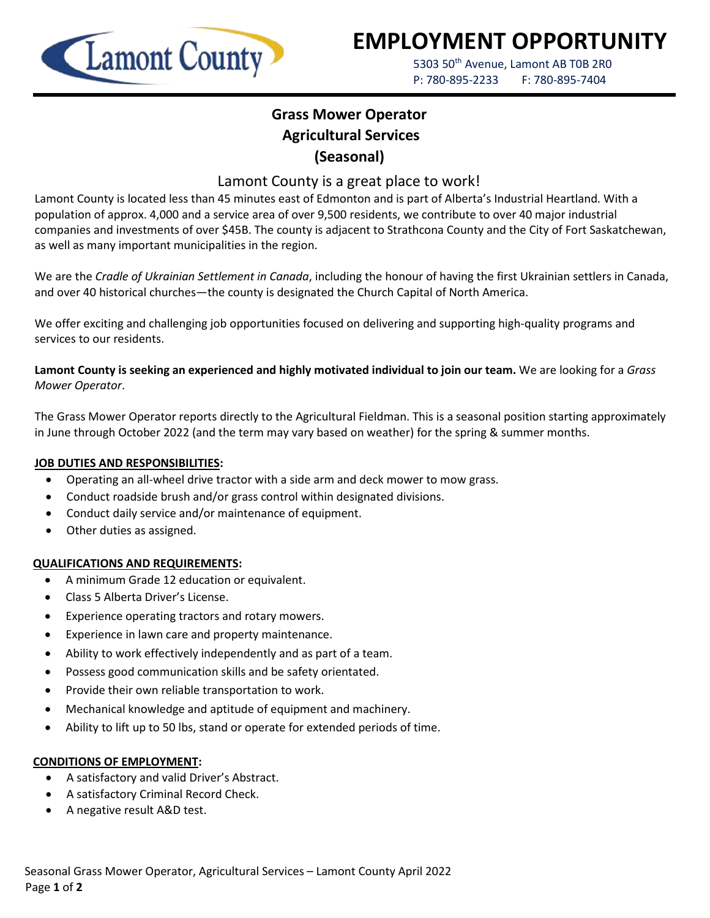# EMPLOYMENT OPPORTUNITY

5303 50th Avenue, Lamont AB T0B 2R0
P: 780-895-2233 F: 780-895-7404

## Grass Mower Operator
## Agricultural Services
## (Seasonal)

### Lamont County is a great place to work!

Lamont County is located less than 45 minutes east of Edmonton and is part of Alberta's Industrial Heartland. With a population of approx. 4,000 and a service area of over 9,500 residents, we contribute to over 40 major industrial companies and investments of over $45B. The county is adjacent to Strathcona County and the City of Fort Saskatchewan, as well as many important municipalities in the region.

We are the *Cradle of Ukrainian Settlement in Canada*, including the honour of having the first Ukrainian settlers in Canada, and over 40 historical churches—the county is designated the Church Capital of North America.

We offer exciting and challenging job opportunities focused on delivering and supporting high-quality programs and services to our residents.

**Lamont County is seeking an experienced and highly motivated individual to join our team.** We are looking for a *Grass Mower Operator*.

The Grass Mower Operator reports directly to the Agricultural Fieldman. This is a seasonal position starting approximately in June through October 2022 (and the term may vary based on weather) for the spring & summer months.

**JOB DUTIES AND RESPONSIBILITIES:**

- Operating an all-wheel drive tractor with a side arm and deck mower to mow grass.
- Conduct roadside brush and/or grass control within designated divisions.
- Conduct daily service and/or maintenance of equipment.
- Other duties as assigned.

**QUALIFICATIONS AND REQUIREMENTS:**

- A minimum Grade 12 education or equivalent.
- Class 5 Alberta Driver's License.
- Experience operating tractors and rotary mowers.
- Experience in lawn care and property maintenance.
- Ability to work effectively independently and as part of a team.
- Possess good communication skills and be safety orientated.
- Provide their own reliable transportation to work.
- Mechanical knowledge and aptitude of equipment and machinery.
- Ability to lift up to 50 lbs, stand or operate for extended periods of time.

**CONDITIONS OF EMPLOYMENT:**

- A satisfactory and valid Driver's Abstract.
- A satisfactory Criminal Record Check.
- A negative result A&D test.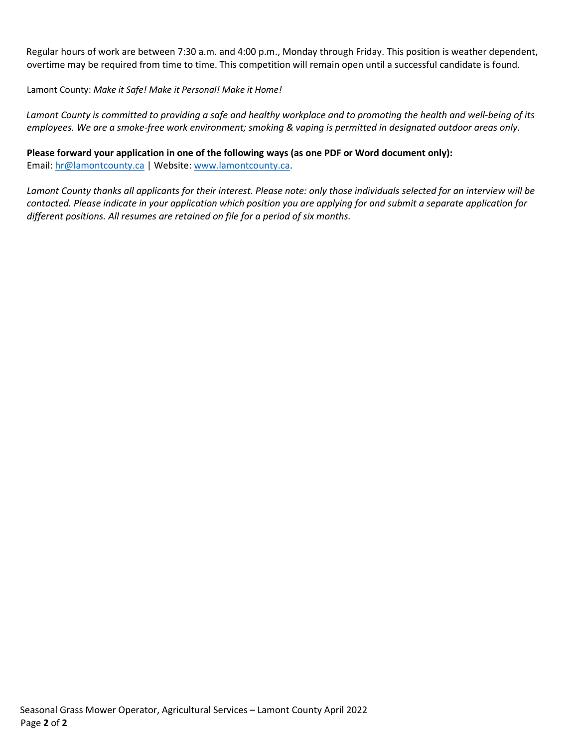Regular hours of work are between 7:30 a.m. and 4:00 p.m., Monday through Friday. This position is weather dependent, overtime may be required from time to time. This competition will remain open until a successful candidate is found.

Lamont County: *Make it Safe! Make it Personal! Make it Home!*

*Lamont County is committed to providing a safe and healthy workplace and to promoting the health and well-being of its employees. We are a smoke-free work environment; smoking & vaping is permitted in designated outdoor areas only*.

**Please forward your application in one of the following ways (as one PDF or Word document only):**
Email: hr@lamontcounty.ca | Website: www.lamontcounty.ca.

*Lamont County thanks all applicants for their interest. Please note: only those individuals selected for an interview will be contacted. Please indicate in your application which position you are applying for and submit a separate application for different positions. All resumes are retained on file for a period of six months.*